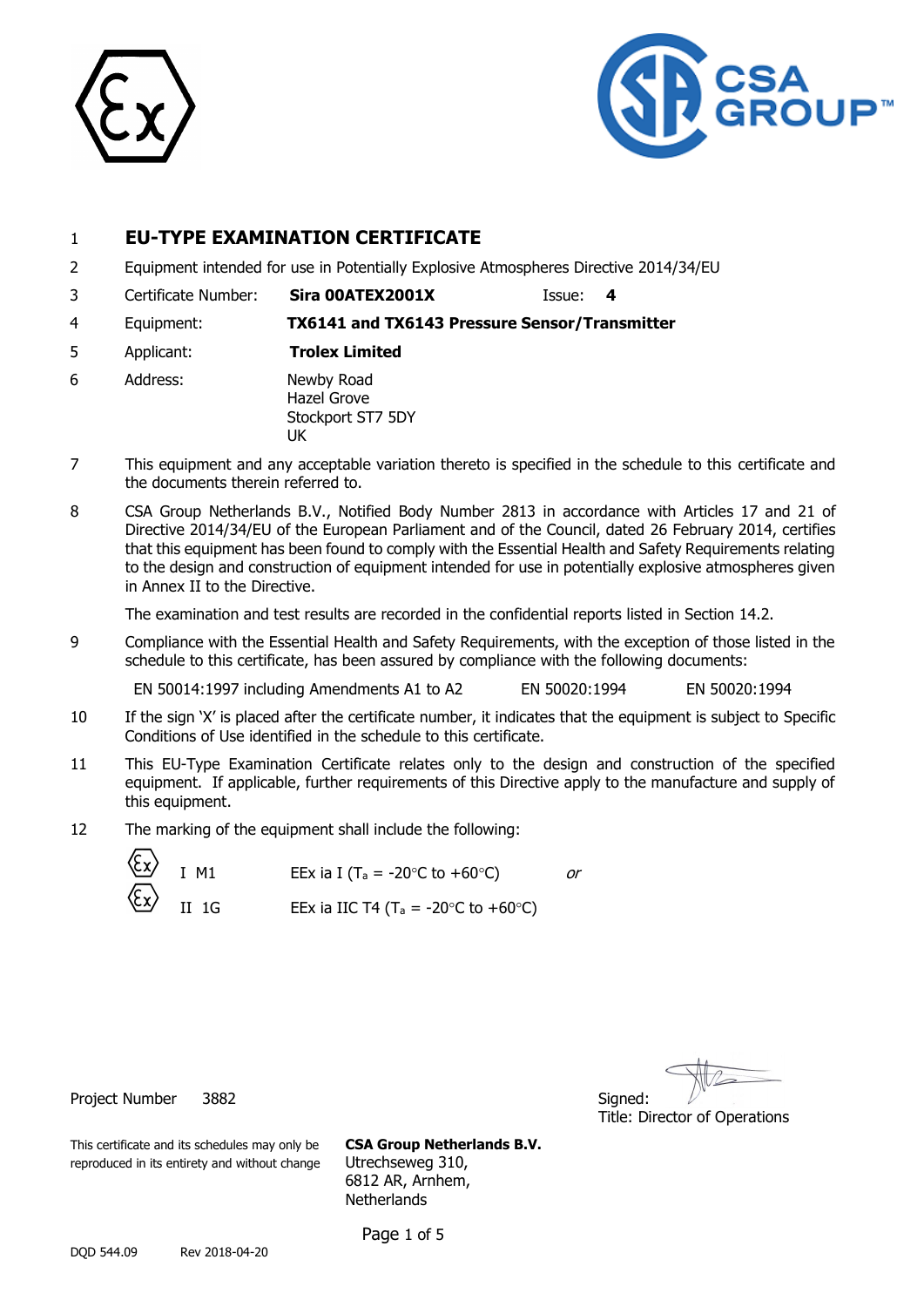| | | | |
|---|---|---|---|
| 1 | **EU-TYPE EXAMINATION CERTIFICATE** | | |
| 2 | Equipment intended for use in Potentially Explosive Atmospheres Directive 2014/34/EU | | |
| 3 | Certificate Number: | **Sira 00ATEX2001X** | Issue: **4** |
| 4 | Equipment: | **TX6141 and TX6143 Pressure Sensor/Transmitter** | |
| 5 | Applicant: | **Trolex Limited** | |
| 6 | Address: | Newby Road<br>Hazel Grove<br>Stockport ST7 5DY<br>UK | |

7 This equipment and any acceptable variation thereto is specified in the schedule to this certificate and the documents therein referred to.

8 CSA Group Netherlands B.V., Notified Body Number 2813 in accordance with Articles 17 and 21 of Directive 2014/34/EU of the European Parliament and of the Council, dated 26 February 2014, certifies that this equipment has been found to comply with the Essential Health and Safety Requirements relating to the design and construction of equipment intended for use in potentially explosive atmospheres given in Annex II to the Directive.

The examination and test results are recorded in the confidential reports listed in Section 14.2.

9 Compliance with the Essential Health and Safety Requirements, with the exception of those listed in the schedule to this certificate, has been assured by compliance with the following documents:

EN 50014:1997 including Amendments A1 to A2 EN 50020:1994 EN 50020:1994

10 If the sign 'X' is placed after the certificate number, it indicates that the equipment is subject to Specific Conditions of Use identified in the schedule to this certificate.

11 This EU-Type Examination Certificate relates only to the design and construction of the specified equipment. If applicable, further requirements of this Directive apply to the manufacture and supply of this equipment.

12 The marking of the equipment shall include the following:

| | | | |
|---|---|---|---|
| Ex | I M1 | EEx ia I ($T_a$ = -20°C to +60°C) | *or* |
| Ex | II 1G | EEx ia IIC T4 ($T_a$ = -20°C to +60°C) | |

Project Number 3882

Signed:
Title: Director of Operations

This certificate and its schedules may only be reproduced in its entirety and without change

**CSA Group Netherlands B.V.**
Utrechseweg 310,
6812 AR, Arnhem,
Netherlands

DQD 544.09 Rev 2018-04-20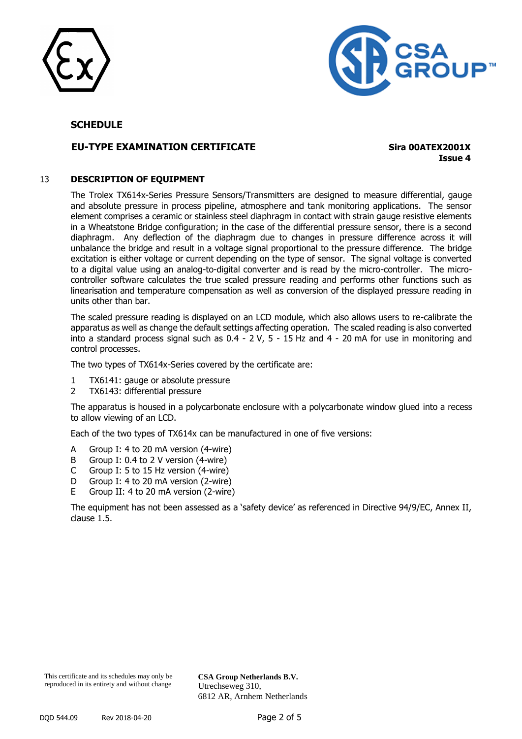## SCHEDULE

**EU-TYPE EXAMINATION CERTIFICATE**

**Sira 00ATEX2001X**
**Issue 4**

## 13 DESCRIPTION OF EQUIPMENT

The Trolex TX614x-Series Pressure Sensors/Transmitters are designed to measure differential, gauge and absolute pressure in process pipeline, atmosphere and tank monitoring applications. The sensor element comprises a ceramic or stainless steel diaphragm in contact with strain gauge resistive elements in a Wheatstone Bridge configuration; in the case of the differential pressure sensor, there is a second diaphragm. Any deflection of the diaphragm due to changes in pressure difference across it will unbalance the bridge and result in a voltage signal proportional to the pressure difference. The bridge excitation is either voltage or current depending on the type of sensor. The signal voltage is converted to a digital value using an analog-to-digital converter and is read by the micro-controller. The micro-controller software calculates the true scaled pressure reading and performs other functions such as linearisation and temperature compensation as well as conversion of the displayed pressure reading in units other than bar.

The scaled pressure reading is displayed on an LCD module, which also allows users to re-calibrate the apparatus as well as change the default settings affecting operation. The scaled reading is also converted into a standard process signal such as 0.4 - 2 V, 5 - 15 Hz and 4 - 20 mA for use in monitoring and control processes.

The two types of TX614x-Series covered by the certificate are:

1. TX6141: gauge or absolute pressure
2. TX6143: differential pressure

The apparatus is housed in a polycarbonate enclosure with a polycarbonate window glued into a recess to allow viewing of an LCD.

Each of the two types of TX614x can be manufactured in one of five versions:

A Group I: 4 to 20 mA version (4-wire)
B Group I: 0.4 to 2 V version (4-wire)
C Group I: 5 to 15 Hz version (4-wire)
D Group I: 4 to 20 mA version (2-wire)
E Group II: 4 to 20 mA version (2-wire)

The equipment has not been assessed as a 'safety device' as referenced in Directive 94/9/EC, Annex II, clause 1.5.

This certificate and its schedules may only be reproduced in its entirety and without change

**CSA Group Netherlands B.V.**
Utrechseweg 310,
6812 AR, Arnhem Netherlands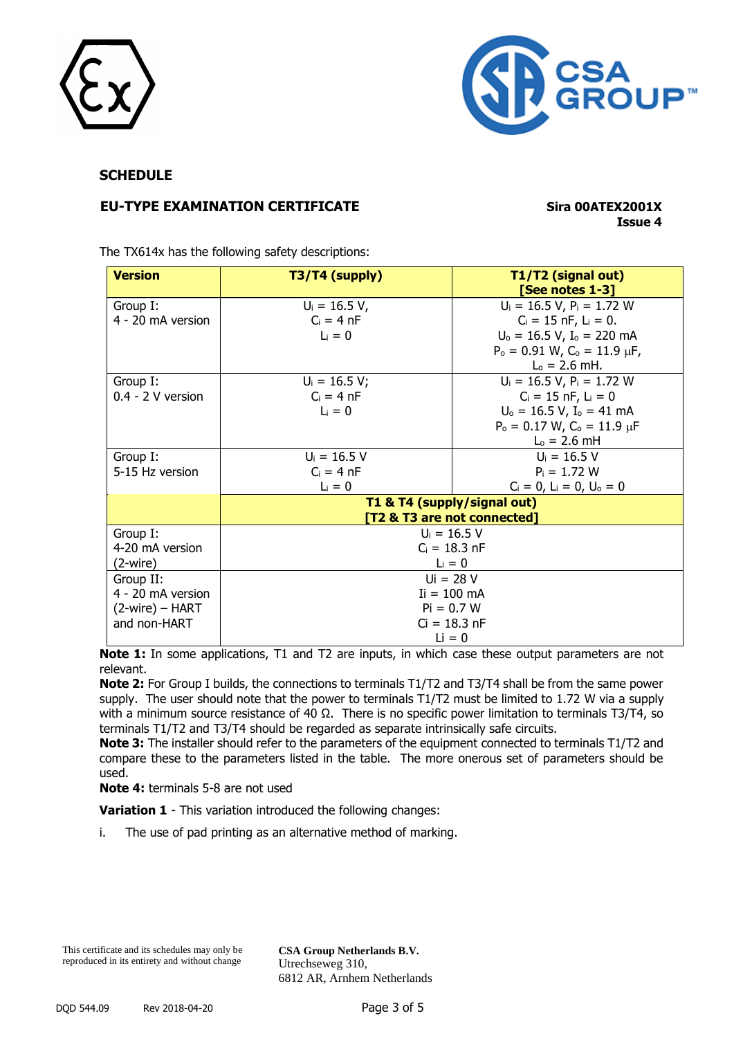**SCHEDULE**

**EU-TYPE EXAMINATION CERTIFICATE** **Sira 00ATEX2001X**
**Issue 4**

The TX614x has the following safety descriptions:

| Version | T3/T4 (supply) | T1/T2 (signal out) [See notes 1-3] |
|---|---|---|
| Group I: 4 - 20 mA version | $U_i$ = 16.5 V, $C_i$ = 4 nF $L_i$ = 0 | $U_i$ = 16.5 V, $P_i$ = 1.72 W $C_i$ = 15 nF, $L_i$ = 0. $U_o$ = 16.5 V, $I_o$ = 220 mA $P_o$ = 0.91 W, $C_o$ = 11.9 μF, $L_o$ = 2.6 mH. |
| Group I: 0.4 - 2 V version | $U_i$ = 16.5 V; $C_i$ = 4 nF $L_i$ = 0 | $U_i$ = 16.5 V, $P_i$ = 1.72 W $C_i$ = 15 nF, $L_i$ = 0 $U_o$ = 16.5 V, $I_o$ = 41 mA $P_o$ = 0.17 W, $C_o$ = 11.9 μF $L_o$ = 2.6 mH |
| Group I: 5-15 Hz version | $U_i$ = 16.5 V $C_i$ = 4 nF $L_i$ = 0 | $U_i$ = 16.5 V $P_i$ = 1.72 W $C_i$ = 0, $L_i$ = 0, $U_o$ = 0 |
| | **T1 & T4 (supply/signal out) [T2 & T3 are not connected]** | |
| Group I: 4-20 mA version (2-wire) | $U_i$ = 16.5 V $C_i$ = 18.3 nF $L_i$ = 0 | |
| Group II: 4 - 20 mA version (2-wire) – HART and non-HART | Ui = 28 V Ii = 100 mA Pi = 0.7 W Ci = 18.3 nF Li = 0 | |

**Note 1:** In some applications, T1 and T2 are inputs, in which case these output parameters are not relevant.

**Note 2:** For Group I builds, the connections to terminals T1/T2 and T3/T4 shall be from the same power supply. The user should note that the power to terminals T1/T2 must be limited to 1.72 W via a supply with a minimum source resistance of 40 Ω. There is no specific power limitation to terminals T3/T4, so terminals T1/T2 and T3/T4 should be regarded as separate intrinsically safe circuits.

**Note 3:** The installer should refer to the parameters of the equipment connected to terminals T1/T2 and compare these to the parameters listed in the table. The more onerous set of parameters should be used.

**Note 4:** terminals 5-8 are not used

**Variation 1** - This variation introduced the following changes:

i. The use of pad printing as an alternative method of marking.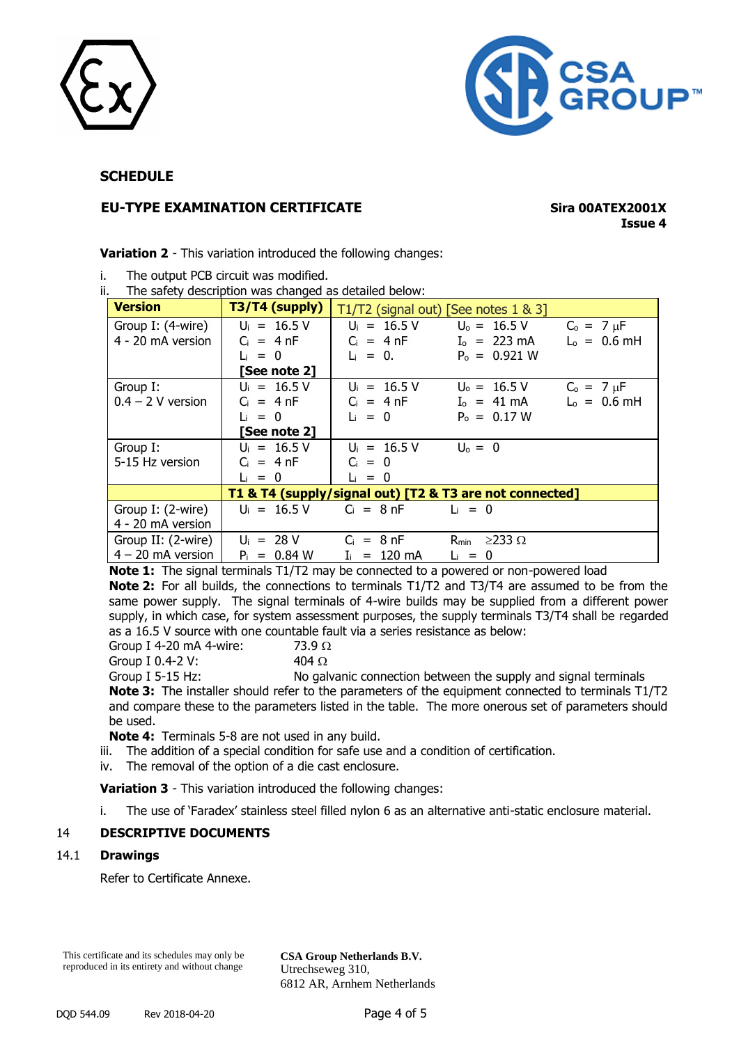## SCHEDULE

**EU-TYPE EXAMINATION CERTIFICATE**

**Sira 00ATEX2001X**
**Issue 4**

**Variation 2** - This variation introduced the following changes:

i. The output PCB circuit was modified.

ii. The safety description was changed as detailed below:

| Version | T3/T4 (supply) | T1/T2 (signal out) [See notes 1 & 3] | | |
|---|---|---|---|---|
| Group I: (4-wire) 4 - 20 mA version | $U_i$ = 16.5 V<br>$C_i$ = 4 nF<br>$L_i$ = 0<br>**[See note 2]** | $U_i$ = 16.5 V<br>$C_i$ = 4 nF<br>$L_i$ = 0. | $U_o$ = 16.5 V<br>$I_o$ = 223 mA<br>$P_o$ = 0.921 W | $C_o$ = 7 μF<br>$L_o$ = 0.6 mH |
| Group I: 0.4 – 2 V version | $U_i$ = 16.5 V<br>$C_i$ = 4 nF<br>$L_i$ = 0<br>**[See note 2]** | $U_i$ = 16.5 V<br>$C_i$ = 4 nF<br>$L_i$ = 0 | $U_o$ = 16.5 V<br>$I_o$ = 41 mA<br>$P_o$ = 0.17 W | $C_o$ = 7 μF<br>$L_o$ = 0.6 mH |
| Group I: 5-15 Hz version | $U_i$ = 16.5 V<br>$C_i$ = 4 nF<br>$L_i$ = 0 | $U_i$ = 16.5 V<br>$C_i$ = 0<br>$L_i$ = 0 | $U_o$ = 0 | |
| | **T1 & T4 (supply/signal out) [T2 & T3 are not connected]** | | | |
| Group I: (2-wire) 4 - 20 mA version | $U_i$ = 16.5 V | $C_i$ = 8 nF | $L_i$ = 0 | |
| Group II: (2-wire) 4 – 20 mA version | $U_i$ = 28 V<br>$P_i$ = 0.84 W | $C_i$ = 8 nF<br>$I_i$ = 120 mA | $R_{min}$ ≥233 Ω<br>$L_i$ = 0 | |

**Note 1:** The signal terminals T1/T2 may be connected to a powered or non-powered load

**Note 2:** For all builds, the connections to terminals T1/T2 and T3/T4 are assumed to be from the same power supply. The signal terminals of 4-wire builds may be supplied from a different power supply, in which case, for system assessment purposes, the supply terminals T3/T4 shall be regarded as a 16.5 V source with one countable fault via a series resistance as below:

Group I 4-20 mA 4-wire: 73.9 Ω
Group I 0.4-2 V: 404 Ω
Group I 5-15 Hz: No galvanic connection between the supply and signal terminals

**Note 3:** The installer should refer to the parameters of the equipment connected to terminals T1/T2 and compare these to the parameters listed in the table. The more onerous set of parameters should be used.

**Note 4:** Terminals 5-8 are not used in any build.

iii. The addition of a special condition for safe use and a condition of certification.

iv. The removal of the option of a die cast enclosure.

**Variation 3** - This variation introduced the following changes:

i. The use of 'Faradex' stainless steel filled nylon 6 as an alternative anti-static enclosure material.

## 14 DESCRIPTIVE DOCUMENTS

### 14.1 Drawings

Refer to Certificate Annexe.

This certificate and its schedules may only be reproduced in its entirety and without change

**CSA Group Netherlands B.V.**
Utrechseweg 310,
6812 AR, Arnhem Netherlands

DQD 544.09 Rev 2018-04-20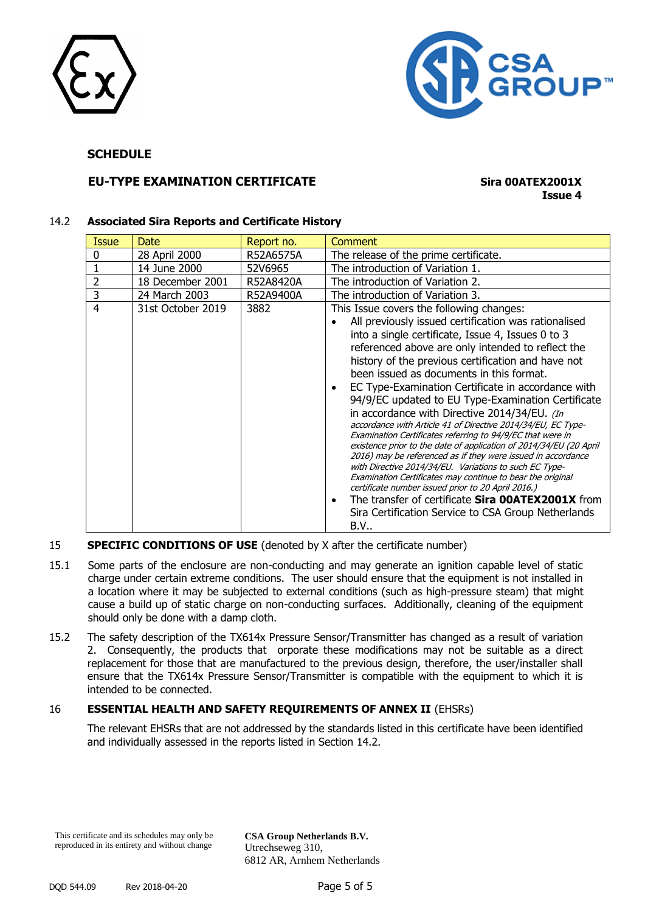**SCHEDULE**

**EU-TYPE EXAMINATION CERTIFICATE**

**Sira 00ATEX2001X**
**Issue 4**

14.2 **Associated Sira Reports and Certificate History**

| Issue | Date | Report no. | Comment |
|---|---|---|---|
| 0 | 28 April 2000 | R52A6575A | The release of the prime certificate. |
| 1 | 14 June 2000 | 52V6965 | The introduction of Variation 1. |
| 2 | 18 December 2001 | R52A8420A | The introduction of Variation 2. |
| 3 | 24 March 2003 | R52A9400A | The introduction of Variation 3. |
| 4 | 31st October 2019 | 3882 | This Issue covers the following changes: <br>• All previously issued certification was rationalised into a single certificate, Issue 4, Issues 0 to 3 referenced above are only intended to reflect the history of the previous certification and have not been issued as documents in this format. <br>• EC Type-Examination Certificate in accordance with 94/9/EC updated to EU Type-Examination Certificate in accordance with Directive 2014/34/EU. *(In accordance with Article 41 of Directive 2014/34/EU, EC Type-Examination Certificates referring to 94/9/EC that were in existence prior to the date of application of 2014/34/EU (20 April 2016) may be referenced as if they were issued in accordance with Directive 2014/34/EU. Variations to such EC Type-Examination Certificates may continue to bear the original certificate number issued prior to 20 April 2016.)* <br>• The transfer of certificate **Sira 00ATEX2001X** from Sira Certification Service to CSA Group Netherlands B.V.. |

15 **SPECIFIC CONDITIONS OF USE** (denoted by X after the certificate number)

15.1 Some parts of the enclosure are non-conducting and may generate an ignition capable level of static charge under certain extreme conditions. The user should ensure that the equipment is not installed in a location where it may be subjected to external conditions (such as high-pressure steam) that might cause a build up of static charge on non-conducting surfaces. Additionally, cleaning of the equipment should only be done with a damp cloth.

15.2 The safety description of the TX614x Pressure Sensor/Transmitter has changed as a result of variation 2. Consequently, the products that orporate these modifications may not be suitable as a direct replacement for those that are manufactured to the previous design, therefore, the user/installer shall ensure that the TX614x Pressure Sensor/Transmitter is compatible with the equipment to which it is intended to be connected.

16 **ESSENTIAL HEALTH AND SAFETY REQUIREMENTS OF ANNEX II** (EHSRs)

The relevant EHSRs that are not addressed by the standards listed in this certificate have been identified and individually assessed in the reports listed in Section 14.2.

This certificate and its schedules may only be reproduced in its entirety and without change

**CSA Group Netherlands B.V.**
Utrechseweg 310,
6812 AR, Arnhem Netherlands

DQD 544.09 Rev 2018-04-20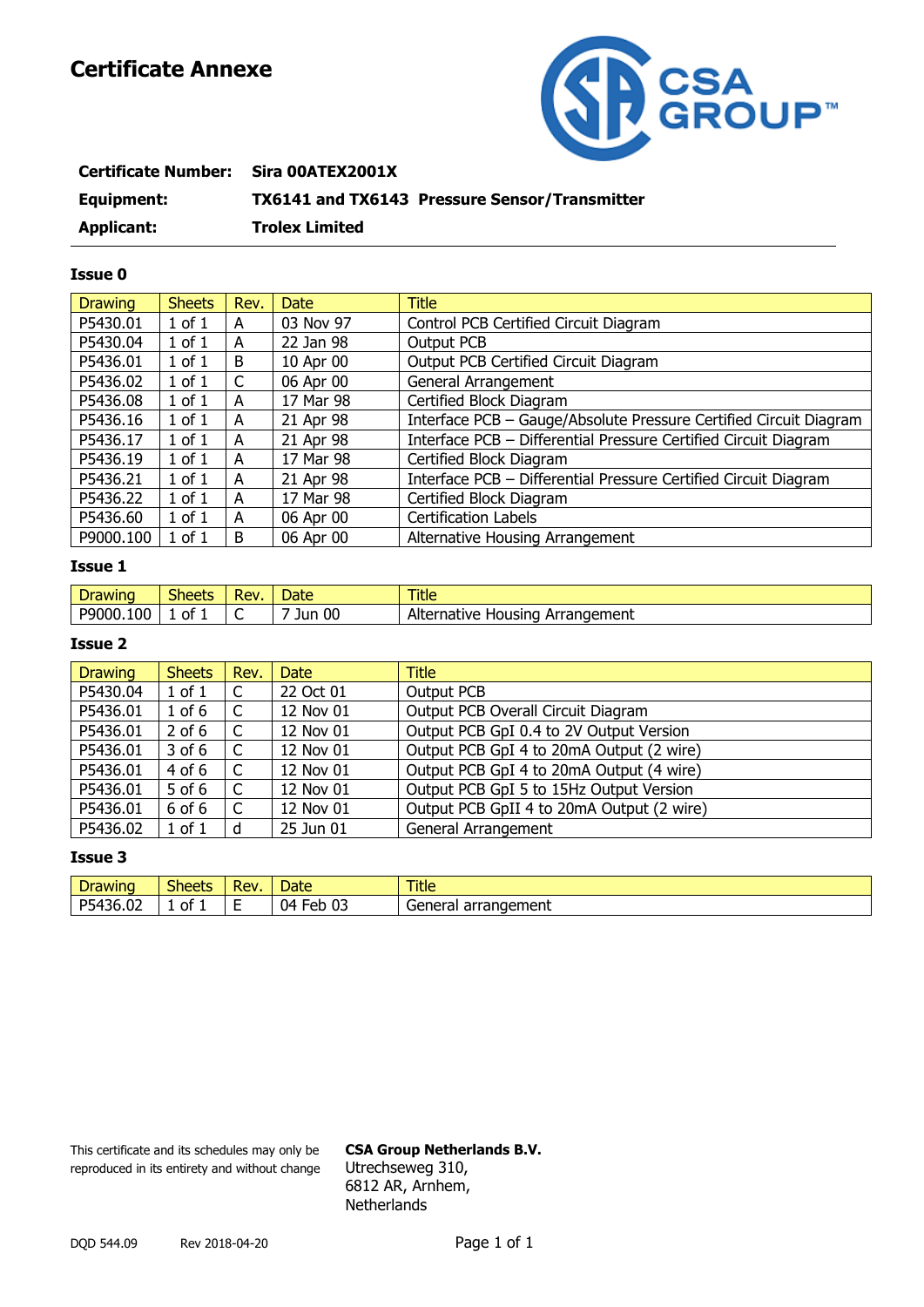# Certificate Annexe

**Certificate Number:** Sira 00ATEX2001X

**Equipment:** TX6141 and TX6143 Pressure Sensor/Transmitter

**Applicant:** Trolex Limited

### Issue 0

| Drawing | Sheets | Rev. | Date | Title |
|---|---|---|---|---|
| P5430.01 | 1 of 1 | A | 03 Nov 97 | Control PCB Certified Circuit Diagram |
| P5430.04 | 1 of 1 | A | 22 Jan 98 | Output PCB |
| P5436.01 | 1 of 1 | B | 10 Apr 00 | Output PCB Certified Circuit Diagram |
| P5436.02 | 1 of 1 | C | 06 Apr 00 | General Arrangement |
| P5436.08 | 1 of 1 | A | 17 Mar 98 | Certified Block Diagram |
| P5436.16 | 1 of 1 | A | 21 Apr 98 | Interface PCB – Gauge/Absolute Pressure Certified Circuit Diagram |
| P5436.17 | 1 of 1 | A | 21 Apr 98 | Interface PCB – Differential Pressure Certified Circuit Diagram |
| P5436.19 | 1 of 1 | A | 17 Mar 98 | Certified Block Diagram |
| P5436.21 | 1 of 1 | A | 21 Apr 98 | Interface PCB – Differential Pressure Certified Circuit Diagram |
| P5436.22 | 1 of 1 | A | 17 Mar 98 | Certified Block Diagram |
| P5436.60 | 1 of 1 | A | 06 Apr 00 | Certification Labels |
| P9000.100 | 1 of 1 | B | 06 Apr 00 | Alternative Housing Arrangement |

### Issue 1

| Drawing | Sheets | Rev. | Date | Title |
|---|---|---|---|---|
| P9000.100 | 1 of 1 | C | 7 Jun 00 | Alternative Housing Arrangement |

### Issue 2

| Drawing | Sheets | Rev. | Date | Title |
|---|---|---|---|---|
| P5430.04 | 1 of 1 | C | 22 Oct 01 | Output PCB |
| P5436.01 | 1 of 6 | C | 12 Nov 01 | Output PCB Overall Circuit Diagram |
| P5436.01 | 2 of 6 | C | 12 Nov 01 | Output PCB GpI 0.4 to 2V Output Version |
| P5436.01 | 3 of 6 | C | 12 Nov 01 | Output PCB GpI 4 to 20mA Output (2 wire) |
| P5436.01 | 4 of 6 | C | 12 Nov 01 | Output PCB GpI 4 to 20mA Output (4 wire) |
| P5436.01 | 5 of 6 | C | 12 Nov 01 | Output PCB GpI 5 to 15Hz Output Version |
| P5436.01 | 6 of 6 | C | 12 Nov 01 | Output PCB GpII 4 to 20mA Output (2 wire) |
| P5436.02 | 1 of 1 | d | 25 Jun 01 | General Arrangement |

### Issue 3

| Drawing | Sheets | Rev. | Date | Title |
|---|---|---|---|---|
| P5436.02 | 1 of 1 | E | 04 Feb 03 | General arrangement |

This certificate and its schedules may only be reproduced in its entirety and without change

**CSA Group Netherlands B.V.**
Utrechseweg 310,
6812 AR, Arnhem,
Netherlands

DQD 544.09 Rev 2018-04-20